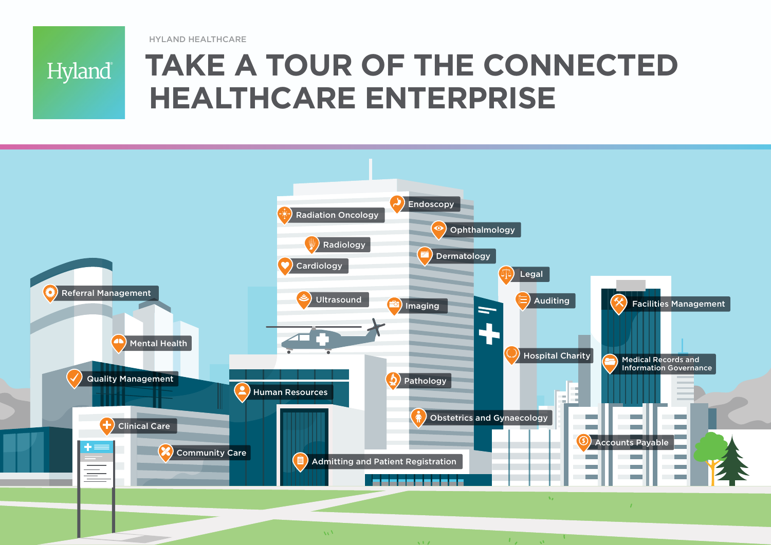Hyland

HYLAND HEALTHCARE

# TAKE A TOUR OF THE CONNECTED HEALTHCARE ENTERPRISE

- Radiation Oncology
- Endoscopy
- Ophthalmology
- Radiology
- Dermatology
- Cardiology
- Legal
- Referral Management
- Ultrasound
- Imaging
- Auditing
- Facilities Management
- Mental Health
- Hospital Charity
- Medical Records and Information Governance
- Quality Management
- Pathology
- Human Resources
- Obstetrics and Gynaecology
- Clinical Care
- Accounts Payable
- Community Care
- Admitting and Patient Registration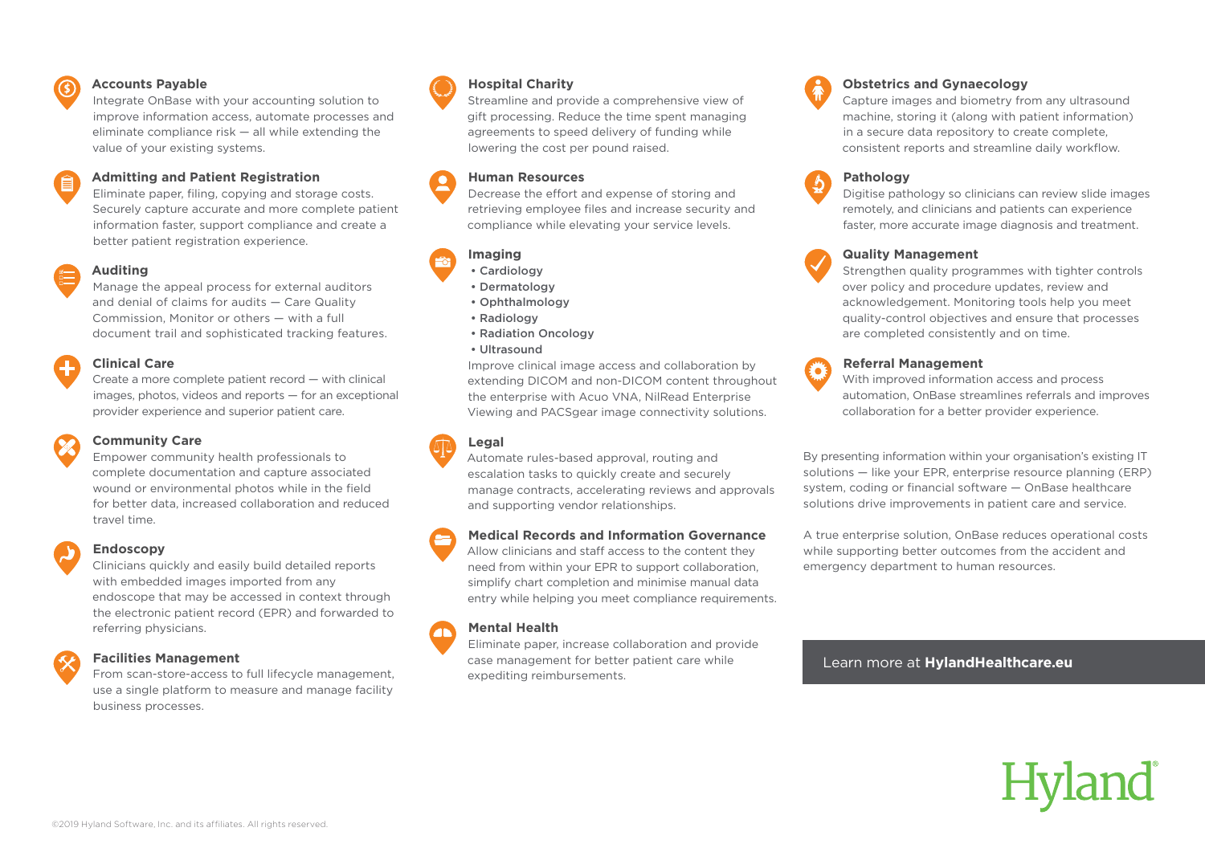### Accounts Payable

Integrate OnBase with your accounting solution to improve information access, automate processes and eliminate compliance risk — all while extending the value of your existing systems.

### Admitting and Patient Registration

Eliminate paper, filing, copying and storage costs. Securely capture accurate and more complete patient information faster, support compliance and create a better patient registration experience.

### Auditing

Manage the appeal process for external auditors and denial of claims for audits — Care Quality Commission, Monitor or others — with a full document trail and sophisticated tracking features.

### Clinical Care

Create a more complete patient record — with clinical images, photos, videos and reports — for an exceptional provider experience and superior patient care.

### Community Care

Empower community health professionals to complete documentation and capture associated wound or environmental photos while in the field for better data, increased collaboration and reduced travel time.

### Endoscopy

Clinicians quickly and easily build detailed reports with embedded images imported from any endoscope that may be accessed in context through the electronic patient record (EPR) and forwarded to referring physicians.

### Facilities Management

From scan-store-access to full lifecycle management, use a single platform to measure and manage facility business processes.

### Hospital Charity

Streamline and provide a comprehensive view of gift processing. Reduce the time spent managing agreements to speed delivery of funding while lowering the cost per pound raised.

### Human Resources

Decrease the effort and expense of storing and retrieving employee files and increase security and compliance while elevating your service levels.

### Imaging

- **Cardiology**
- **Dermatology**
- **Ophthalmology**
- **Radiology**
- **Radiation Oncology**
- **Ultrasound**

Improve clinical image access and collaboration by extending DICOM and non-DICOM content throughout the enterprise with Acuo VNA, NilRead Enterprise Viewing and PACSgear image connectivity solutions.

### Legal

Automate rules-based approval, routing and escalation tasks to quickly create and securely manage contracts, accelerating reviews and approvals and supporting vendor relationships.

### Medical Records and Information Governance

Allow clinicians and staff access to the content they need from within your EPR to support collaboration, simplify chart completion and minimise manual data entry while helping you meet compliance requirements.

### Mental Health

Eliminate paper, increase collaboration and provide case management for better patient care while expediting reimbursements.

### Obstetrics and Gynaecology

Capture images and biometry from any ultrasound machine, storing it (along with patient information) in a secure data repository to create complete, consistent reports and streamline daily workflow.

### Pathology

Digitise pathology so clinicians can review slide images remotely, and clinicians and patients can experience faster, more accurate image diagnosis and treatment.

### Quality Management

Strengthen quality programmes with tighter controls over policy and procedure updates, review and acknowledgement. Monitoring tools help you meet quality-control objectives and ensure that processes are completed consistently and on time.

### Referral Management

With improved information access and process automation, OnBase streamlines referrals and improves collaboration for a better provider experience.

By presenting information within your organisation's existing IT solutions — like your EPR, enterprise resource planning (ERP) system, coding or financial software — OnBase healthcare solutions drive improvements in patient care and service.

A true enterprise solution, OnBase reduces operational costs while supporting better outcomes from the accident and emergency department to human resources.

Learn more at **HylandHealthcare.eu**

Hyland®

©2019 Hyland Software, Inc. and its affiliates. All rights reserved.